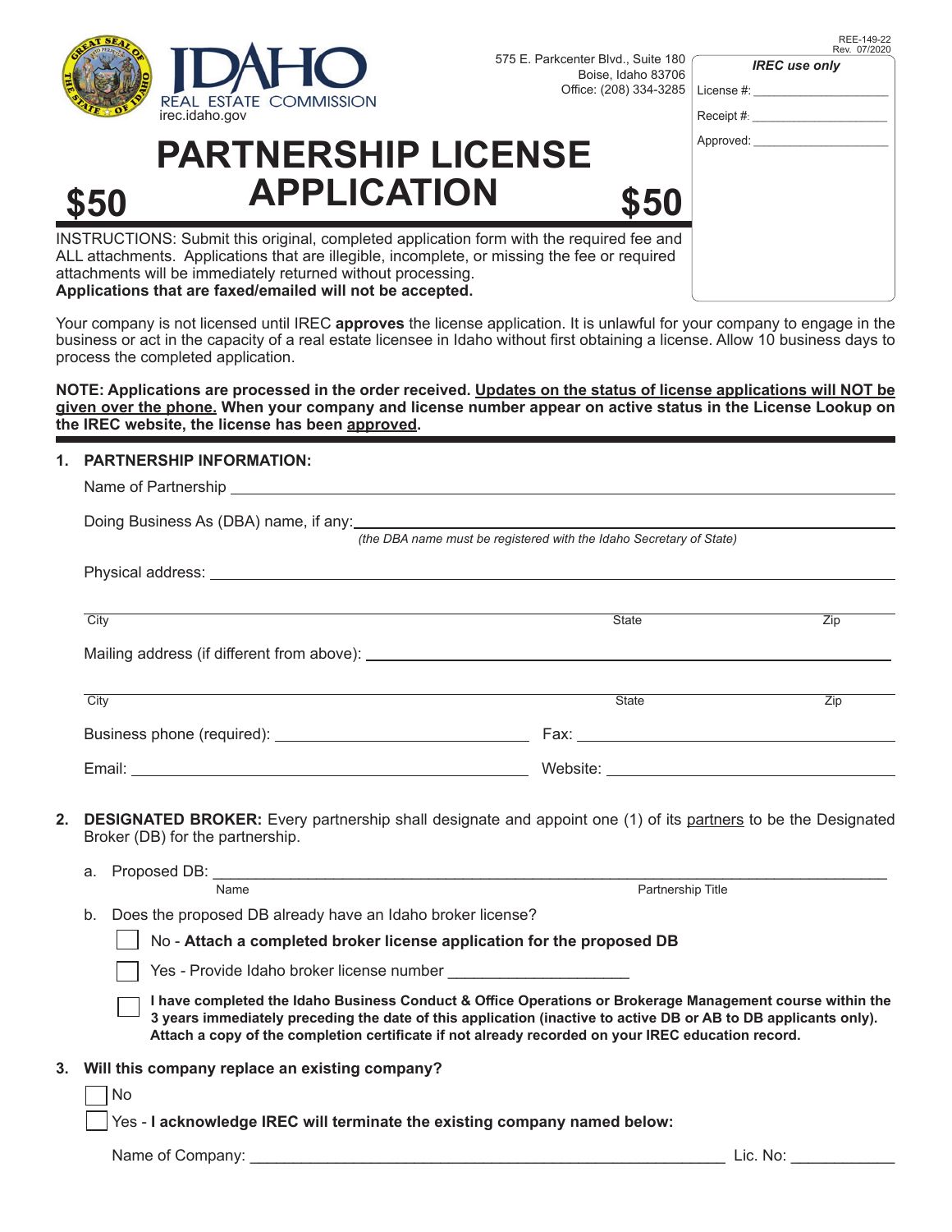REE-149-22
Rev. 07/2020

IDAHO REAL ESTATE COMMISSION
irec.idaho.gov

575 E. Parkcenter Blvd., Suite 180
Boise, Idaho 83706
Office: (208) 334-3285

*IREC use only*

License #: ____________________

Receipt #: ____________________

Approved: ____________________

# PARTNERSHIP LICENSE APPLICATION

**$50** **$50**

INSTRUCTIONS: Submit this original, completed application form with the required fee and ALL attachments. Applications that are illegible, incomplete, or missing the fee or required attachments will be immediately returned without processing.
**Applications that are faxed/emailed will not be accepted.**

Your company is not licensed until IREC **approves** the license application. It is unlawful for your company to engage in the business or act in the capacity of a real estate licensee in Idaho without first obtaining a license. Allow 10 business days to process the completed application.

**NOTE: Applications are processed in the order received. <u>Updates on the status of license applications will NOT be given over the phone.</u> When your company and license number appear on active status in the License Lookup on the IREC website, the license has been <u>approved</u>.**

**1. PARTNERSHIP INFORMATION:**

Name of Partnership ______________________________________________

Doing Business As (DBA) name, if any: ______________________________________________
*(the DBA name must be registered with the Idaho Secretary of State)*

Physical address: ______________________________________________

______________________________________________
City State Zip

Mailing address (if different from above): ______________________________________________

______________________________________________
City State Zip

Business phone (required): ____________________ Fax: ____________________

Email: ____________________ Website: ____________________

**2. DESIGNATED BROKER:** Every partnership shall designate and appoint one (1) of its <u>partners</u> to be the Designated Broker (DB) for the partnership.

a. Proposed DB: ______________________________________________
Name Partnership Title

b. Does the proposed DB already have an Idaho broker license?

☐ No - **Attach a completed broker license application for the proposed DB**

☐ Yes - Provide Idaho broker license number ____________________

☐ **I have completed the Idaho Business Conduct & Office Operations or Brokerage Management course within the 3 years immediately preceding the date of this application (inactive to active DB or AB to DB applicants only). Attach a copy of the completion certificate if not already recorded on your IREC education record.**

**3. Will this company replace an existing company?**

☐ No

☐ Yes - **I acknowledge IREC will terminate the existing company named below:**

Name of Company: ______________________________________________ Lic. No: ____________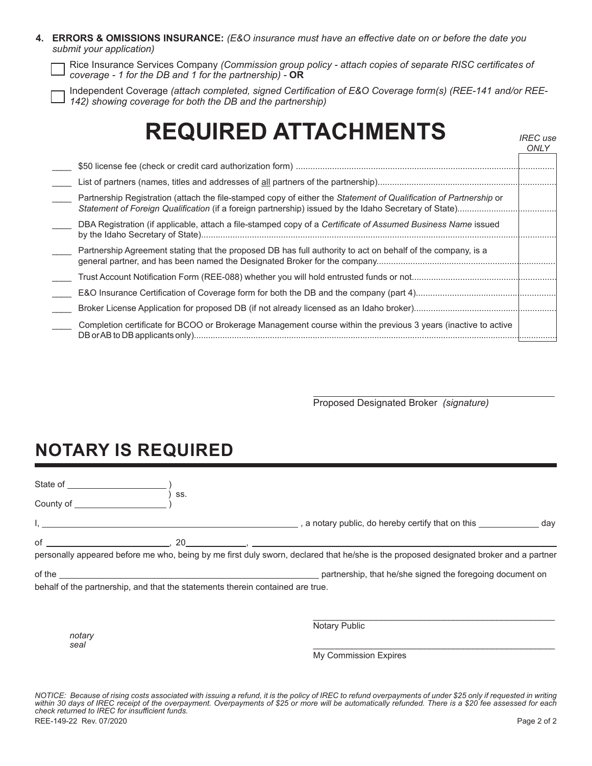4. **ERRORS & OMISSIONS INSURANCE:** *(E&O insurance must have an effective date on or before the date you submit your application)*

☐ Rice Insurance Services Company *(Commission group policy - attach copies of separate RISC certificates of coverage - 1 for the DB and 1 for the partnership)* - **OR**

☐ Independent Coverage *(attach completed, signed Certification of E&O Coverage form(s) (REE-141 and/or REE-142) showing coverage for both the DB and the partnership)*

# REQUIRED ATTACHMENTS

| | | *IREC use ONLY* |
|---|---|---|
| ____ | $50 license fee (check or credit card authorization form) | |
| ____ | List of partners (names, titles and addresses of all partners of the partnership) | |
| ____ | Partnership Registration (attach the file-stamped copy of either the *Statement of Qualification of Partnership* or *Statement of Foreign Qualification* (if a foreign partnership) issued by the Idaho Secretary of State) | |
| ____ | DBA Registration (if applicable, attach a file-stamped copy of a *Certificate of Assumed Business Name* issued by the Idaho Secretary of State) | |
| ____ | Partnership Agreement stating that the proposed DB has full authority to act on behalf of the company, is a general partner, and has been named the Designated Broker for the company | |
| ____ | Trust Account Notification Form (REE-088) whether you will hold entrusted funds or not | |
| ____ | E&O Insurance Certification of Coverage form for both the DB and the company (part 4) | |
| ____ | Broker License Application for proposed DB (if not already licensed as an Idaho broker) | |
| ____ | Completion certificate for BCOO or Brokerage Management course within the previous 3 years (inactive to active DB or AB to DB applicants only) | |

______________________________
Proposed Designated Broker *(signature)*

## NOTARY IS REQUIRED

State of ____________________ )
) ss.
County of ____________________ )

I, ______________________________, a notary public, do hereby certify that on this ____________ day

of ____________________, 20__________, ______________________________

personally appeared before me who, being by me first duly sworn, declared that he/she is the proposed designated broker and a partner

of the ______________________________ partnership, that he/she signed the foregoing document on behalf of the partnership, and that the statements therein contained are true.

*notary seal*

______________________________
Notary Public

______________________________
My Commission Expires

*NOTICE: Because of rising costs associated with issuing a refund, it is the policy of IREC to refund overpayments of under $25 only if requested in writing within 30 days of IREC receipt of the overpayment. Overpayments of $25 or more will be automatically refunded. There is a $20 fee assessed for each check returned to IREC for insufficient funds.*

REE-149-22 Rev. 07/2020